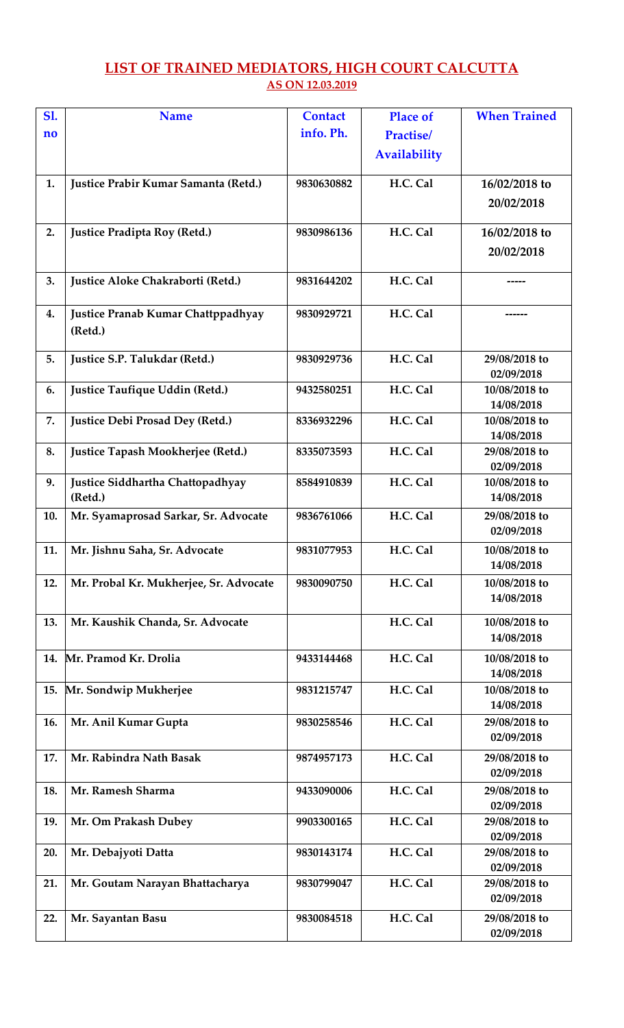## LIST OF TRAINED MEDIATORS, HIGH COURT CALCUTTA

**AS ON 12.03.2019**

| Sl. no | Name | Contact info. Ph. | Place of Practise/ Availability | When Trained |
|---|---|---|---|---|
| 1. | Justice Prabir Kumar Samanta (Retd.) | 9830630882 | H.C. Cal | 16/02/2018 to 20/02/2018 |
| 2. | Justice Pradipta Roy (Retd.) | 9830986136 | H.C. Cal | 16/02/2018 to 20/02/2018 |
| 3. | Justice Aloke Chakraborti (Retd.) | 9831644202 | H.C. Cal | ----- |
| 4. | Justice Pranab Kumar Chattppadhyay (Retd.) | 9830929721 | H.C. Cal | ------ |
| 5. | Justice S.P. Talukdar (Retd.) | 9830929736 | H.C. Cal | 29/08/2018 to 02/09/2018 |
| 6. | Justice Taufique Uddin (Retd.) | 9432580251 | H.C. Cal | 10/08/2018 to 14/08/2018 |
| 7. | Justice Debi Prosad Dey (Retd.) | 8336932296 | H.C. Cal | 10/08/2018 to 14/08/2018 |
| 8. | Justice Tapash Mookherjee (Retd.) | 8335073593 | H.C. Cal | 29/08/2018 to 02/09/2018 |
| 9. | Justice Siddhartha Chattopadhyay (Retd.) | 8584910839 | H.C. Cal | 10/08/2018 to 14/08/2018 |
| 10. | Mr. Syamaprosad Sarkar, Sr. Advocate | 9836761066 | H.C. Cal | 29/08/2018 to 02/09/2018 |
| 11. | Mr. Jishnu Saha, Sr. Advocate | 9831077953 | H.C. Cal | 10/08/2018 to 14/08/2018 |
| 12. | Mr. Probal Kr. Mukherjee, Sr. Advocate | 9830090750 | H.C. Cal | 10/08/2018 to 14/08/2018 |
| 13. | Mr. Kaushik Chanda, Sr. Advocate | | H.C. Cal | 10/08/2018 to 14/08/2018 |
| 14. | Mr. Pramod Kr. Drolia | 9433144468 | H.C. Cal | 10/08/2018 to 14/08/2018 |
| 15. | Mr. Sondwip Mukherjee | 9831215747 | H.C. Cal | 10/08/2018 to 14/08/2018 |
| 16. | Mr. Anil Kumar Gupta | 9830258546 | H.C. Cal | 29/08/2018 to 02/09/2018 |
| 17. | Mr. Rabindra Nath Basak | 9874957173 | H.C. Cal | 29/08/2018 to 02/09/2018 |
| 18. | Mr. Ramesh Sharma | 9433090006 | H.C. Cal | 29/08/2018 to 02/09/2018 |
| 19. | Mr. Om Prakash Dubey | 9903300165 | H.C. Cal | 29/08/2018 to 02/09/2018 |
| 20. | Mr. Debajyoti Datta | 9830143174 | H.C. Cal | 29/08/2018 to 02/09/2018 |
| 21. | Mr. Goutam Narayan Bhattacharya | 9830799047 | H.C. Cal | 29/08/2018 to 02/09/2018 |
| 22. | Mr. Sayantan Basu | 9830084518 | H.C. Cal | 29/08/2018 to 02/09/2018 |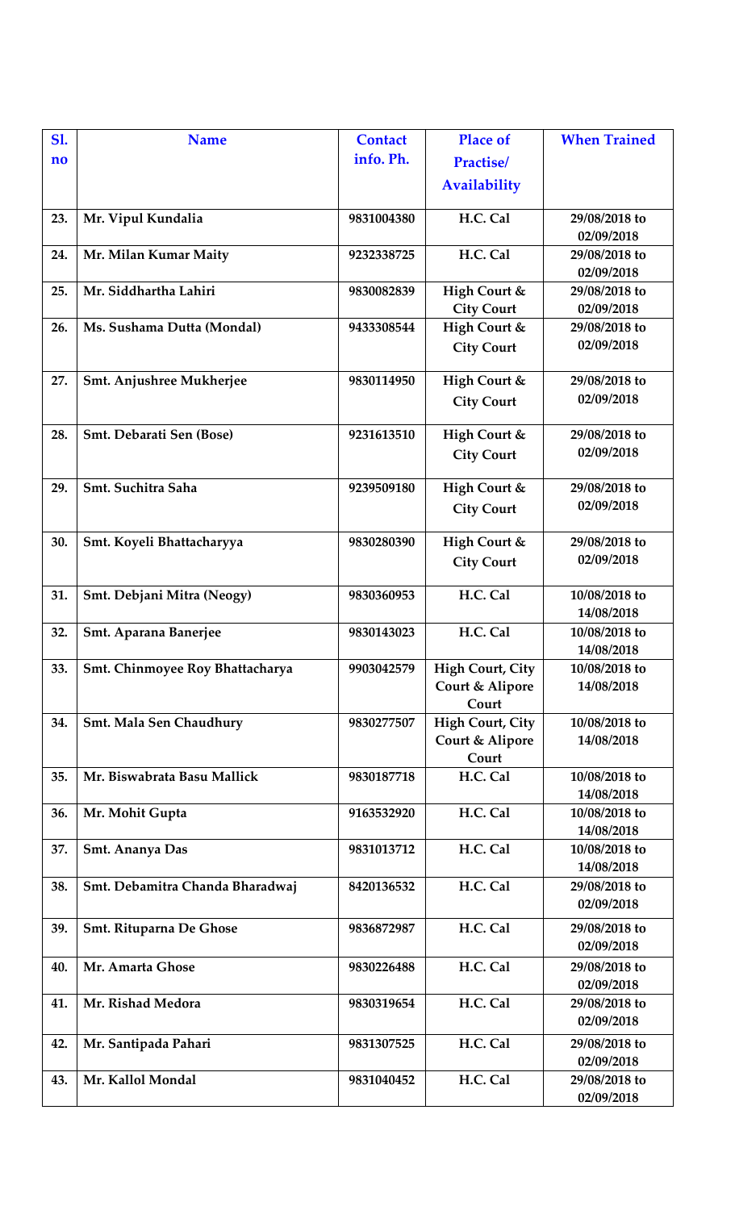| Sl. no | Name | Contact info. Ph. | Place of Practise/ Availability | When Trained |
|---|---|---|---|---|
| 23. | Mr. Vipul Kundalia | 9831004380 | H.C. Cal | 29/08/2018 to 02/09/2018 |
| 24. | Mr. Milan Kumar Maity | 9232338725 | H.C. Cal | 29/08/2018 to 02/09/2018 |
| 25. | Mr. Siddhartha Lahiri | 9830082839 | High Court & City Court | 29/08/2018 to 02/09/2018 |
| 26. | Ms. Sushama Dutta (Mondal) | 9433308544 | High Court & City Court | 29/08/2018 to 02/09/2018 |
| 27. | Smt. Anjushree Mukherjee | 9830114950 | High Court & City Court | 29/08/2018 to 02/09/2018 |
| 28. | Smt. Debarati Sen (Bose) | 9231613510 | High Court & City Court | 29/08/2018 to 02/09/2018 |
| 29. | Smt. Suchitra Saha | 9239509180 | High Court & City Court | 29/08/2018 to 02/09/2018 |
| 30. | Smt. Koyeli Bhattacharyya | 9830280390 | High Court & City Court | 29/08/2018 to 02/09/2018 |
| 31. | Smt. Debjani Mitra (Neogy) | 9830360953 | H.C. Cal | 10/08/2018 to 14/08/2018 |
| 32. | Smt. Aparana Banerjee | 9830143023 | H.C. Cal | 10/08/2018 to 14/08/2018 |
| 33. | Smt. Chinmoyee Roy Bhattacharya | 9903042579 | High Court, City Court & Alipore Court | 10/08/2018 to 14/08/2018 |
| 34. | Smt. Mala Sen Chaudhury | 9830277507 | High Court, City Court & Alipore Court | 10/08/2018 to 14/08/2018 |
| 35. | Mr. Biswabrata Basu Mallick | 9830187718 | H.C. Cal | 10/08/2018 to 14/08/2018 |
| 36. | Mr. Mohit Gupta | 9163532920 | H.C. Cal | 10/08/2018 to 14/08/2018 |
| 37. | Smt. Ananya Das | 9831013712 | H.C. Cal | 10/08/2018 to 14/08/2018 |
| 38. | Smt. Debamitra Chanda Bharadwaj | 8420136532 | H.C. Cal | 29/08/2018 to 02/09/2018 |
| 39. | Smt. Rituparna De Ghose | 9836872987 | H.C. Cal | 29/08/2018 to 02/09/2018 |
| 40. | Mr. Amarta Ghose | 9830226488 | H.C. Cal | 29/08/2018 to 02/09/2018 |
| 41. | Mr. Rishad Medora | 9830319654 | H.C. Cal | 29/08/2018 to 02/09/2018 |
| 42. | Mr. Santipada Pahari | 9831307525 | H.C. Cal | 29/08/2018 to 02/09/2018 |
| 43. | Mr. Kallol Mondal | 9831040452 | H.C. Cal | 29/08/2018 to 02/09/2018 |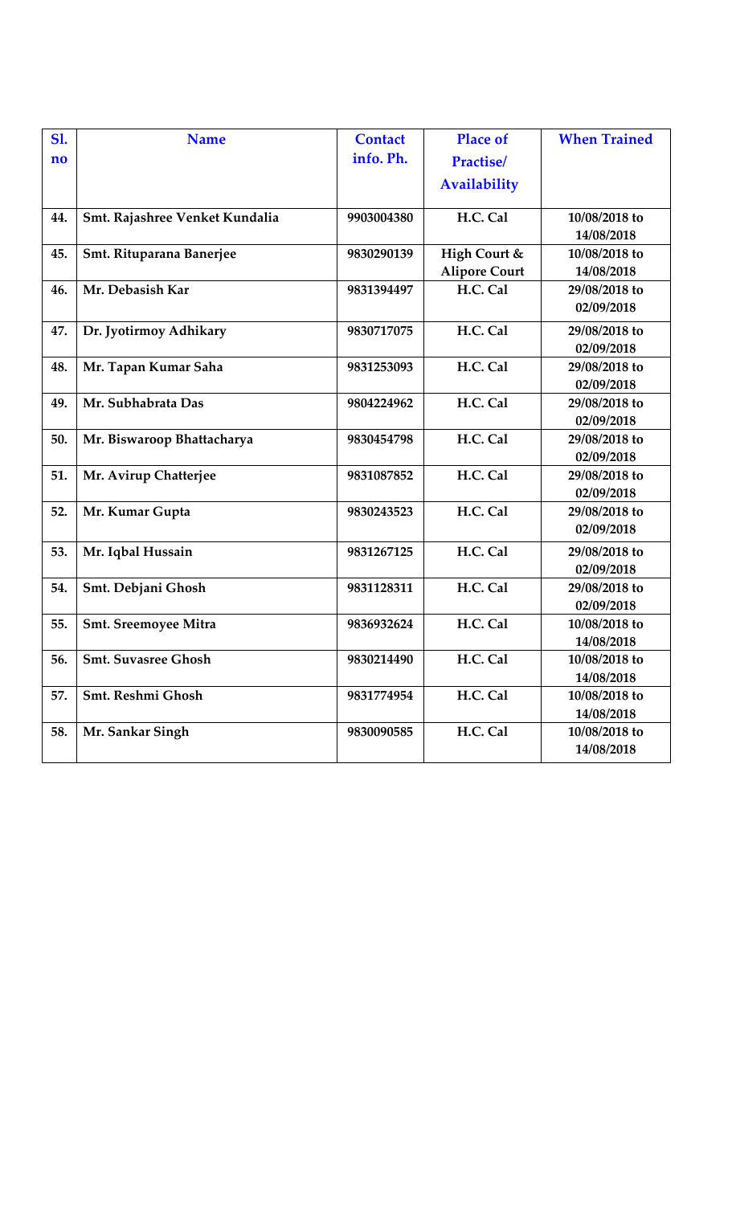| Sl. no | Name | Contact info. Ph. | Place of Practise/ Availability | When Trained |
|---|---|---|---|---|
| 44. | Smt. Rajashree Venket Kundalia | 9903004380 | H.C. Cal | 10/08/2018 to 14/08/2018 |
| 45. | Smt. Rituparana Banerjee | 9830290139 | High Court & Alipore Court | 10/08/2018 to 14/08/2018 |
| 46. | Mr. Debasish Kar | 9831394497 | H.C. Cal | 29/08/2018 to 02/09/2018 |
| 47. | Dr. Jyotirmoy Adhikary | 9830717075 | H.C. Cal | 29/08/2018 to 02/09/2018 |
| 48. | Mr. Tapan Kumar Saha | 9831253093 | H.C. Cal | 29/08/2018 to 02/09/2018 |
| 49. | Mr. Subhabrata Das | 9804224962 | H.C. Cal | 29/08/2018 to 02/09/2018 |
| 50. | Mr. Biswaroop Bhattacharya | 9830454798 | H.C. Cal | 29/08/2018 to 02/09/2018 |
| 51. | Mr. Avirup Chatterjee | 9831087852 | H.C. Cal | 29/08/2018 to 02/09/2018 |
| 52. | Mr. Kumar Gupta | 9830243523 | H.C. Cal | 29/08/2018 to 02/09/2018 |
| 53. | Mr. Iqbal Hussain | 9831267125 | H.C. Cal | 29/08/2018 to 02/09/2018 |
| 54. | Smt. Debjani Ghosh | 9831128311 | H.C. Cal | 29/08/2018 to 02/09/2018 |
| 55. | Smt. Sreemoyee Mitra | 9836932624 | H.C. Cal | 10/08/2018 to 14/08/2018 |
| 56. | Smt. Suvasree Ghosh | 9830214490 | H.C. Cal | 10/08/2018 to 14/08/2018 |
| 57. | Smt. Reshmi Ghosh | 9831774954 | H.C. Cal | 10/08/2018 to 14/08/2018 |
| 58. | Mr. Sankar Singh | 9830090585 | H.C. Cal | 10/08/2018 to 14/08/2018 |